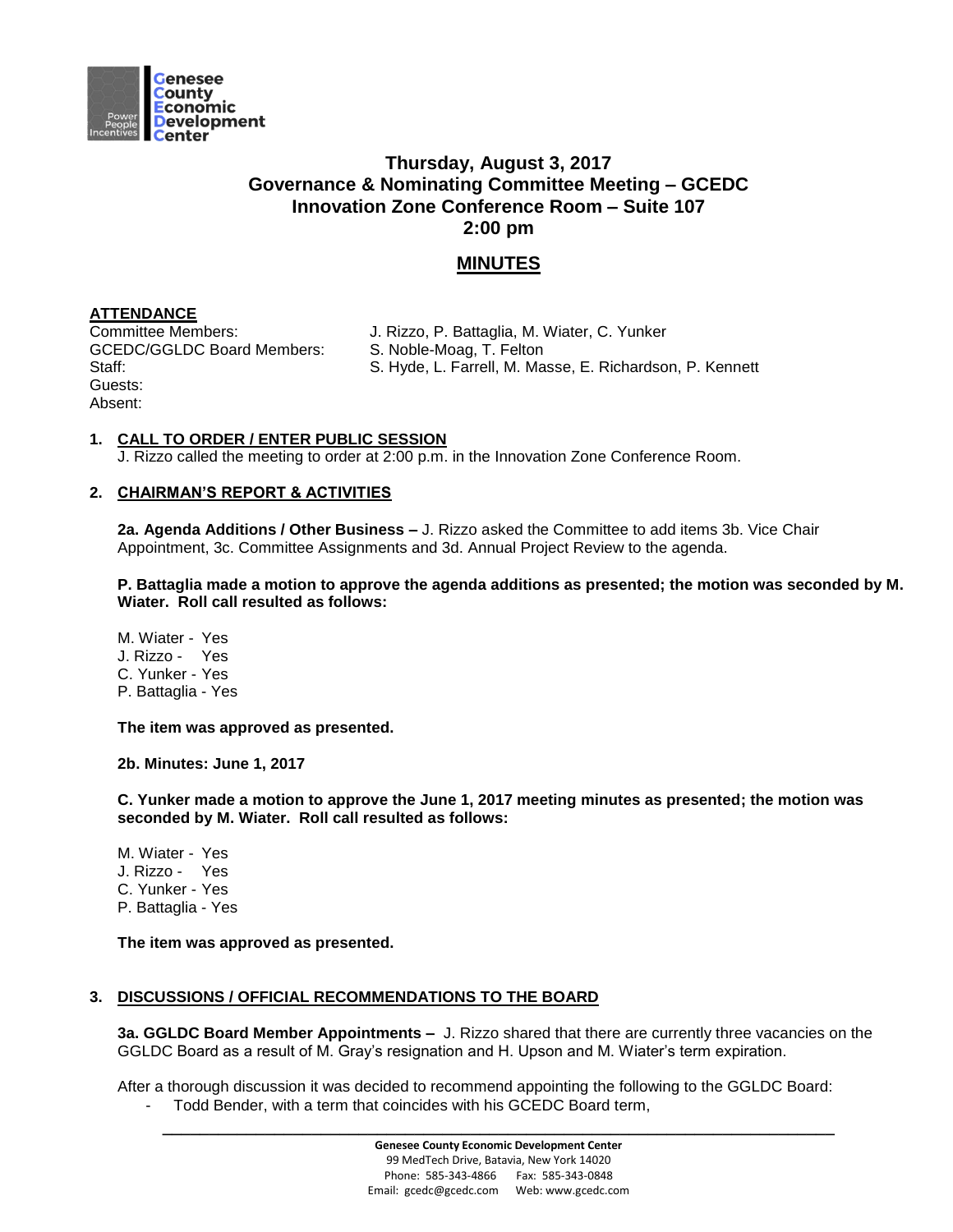# Thursday, August 3, 2017
## Governance & Nominating Committee Meeting – GCEDC
## Innovation Zone Conference Room – Suite 107
## 2:00 pm

## MINUTES

**ATTENDANCE**

Committee Members: J. Rizzo, P. Battaglia, M. Wiater, C. Yunker
GCEDC/GGLDC Board Members: S. Noble-Moag, T. Felton
Staff: S. Hyde, L. Farrell, M. Masse, E. Richardson, P. Kennett
Guests:
Absent:

**1. CALL TO ORDER / ENTER PUBLIC SESSION**

J. Rizzo called the meeting to order at 2:00 p.m. in the Innovation Zone Conference Room.

**2. CHAIRMAN'S REPORT & ACTIVITIES**

**2a. Agenda Additions / Other Business –** J. Rizzo asked the Committee to add items 3b. Vice Chair Appointment, 3c. Committee Assignments and 3d. Annual Project Review to the agenda.

**P. Battaglia made a motion to approve the agenda additions as presented; the motion was seconded by M. Wiater. Roll call resulted as follows:**

M. Wiater - Yes
J. Rizzo - Yes
C. Yunker - Yes
P. Battaglia - Yes

**The item was approved as presented.**

**2b. Minutes: June 1, 2017**

**C. Yunker made a motion to approve the June 1, 2017 meeting minutes as presented; the motion was seconded by M. Wiater. Roll call resulted as follows:**

M. Wiater - Yes
J. Rizzo - Yes
C. Yunker - Yes
P. Battaglia - Yes

**The item was approved as presented.**

**3. DISCUSSIONS / OFFICIAL RECOMMENDATIONS TO THE BOARD**

**3a. GGLDC Board Member Appointments –** J. Rizzo shared that there are currently three vacancies on the GGLDC Board as a result of M. Gray's resignation and H. Upson and M. Wiater's term expiration.

After a thorough discussion it was decided to recommend appointing the following to the GGLDC Board:

- Todd Bender, with a term that coincides with his GCEDC Board term,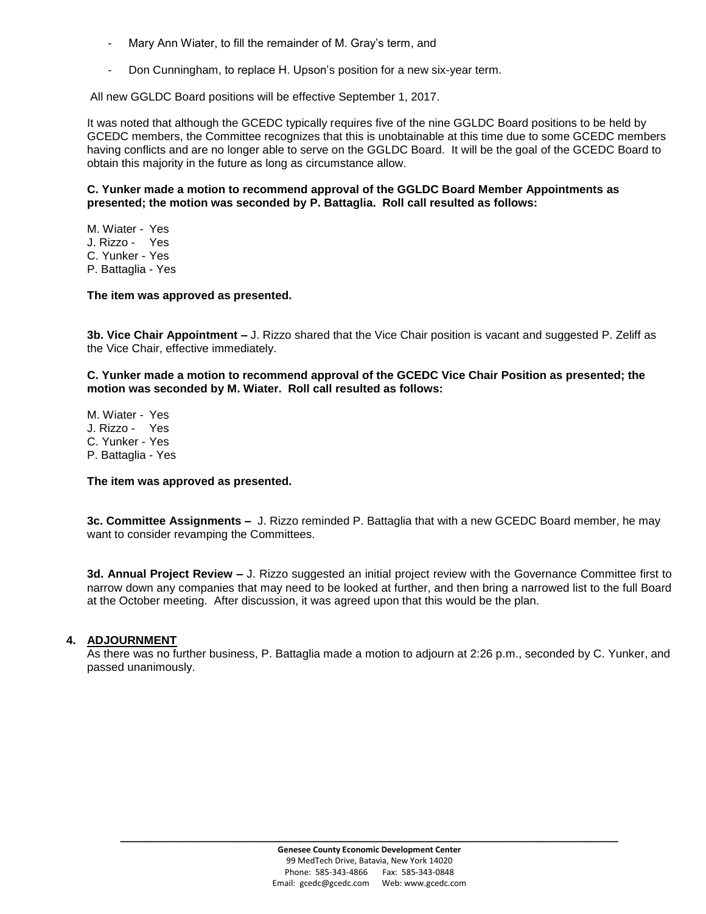- Mary Ann Wiater, to fill the remainder of M. Gray's term, and
- Don Cunningham, to replace H. Upson's position for a new six-year term.

All new GGLDC Board positions will be effective September 1, 2017.

It was noted that although the GCEDC typically requires five of the nine GGLDC Board positions to be held by GCEDC members, the Committee recognizes that this is unobtainable at this time due to some GCEDC members having conflicts and are no longer able to serve on the GGLDC Board. It will be the goal of the GCEDC Board to obtain this majority in the future as long as circumstance allow.

**C. Yunker made a motion to recommend approval of the GGLDC Board Member Appointments as presented; the motion was seconded by P. Battaglia. Roll call resulted as follows:**

M. Wiater - Yes
J. Rizzo - Yes
C. Yunker - Yes
P. Battaglia - Yes

**The item was approved as presented.**

**3b. Vice Chair Appointment –** J. Rizzo shared that the Vice Chair position is vacant and suggested P. Zeliff as the Vice Chair, effective immediately.

**C. Yunker made a motion to recommend approval of the GCEDC Vice Chair Position as presented; the motion was seconded by M. Wiater. Roll call resulted as follows:**

M. Wiater - Yes
J. Rizzo - Yes
C. Yunker - Yes
P. Battaglia - Yes

**The item was approved as presented.**

**3c. Committee Assignments –** J. Rizzo reminded P. Battaglia that with a new GCEDC Board member, he may want to consider revamping the Committees.

**3d. Annual Project Review –** J. Rizzo suggested an initial project review with the Governance Committee first to narrow down any companies that may need to be looked at further, and then bring a narrowed list to the full Board at the October meeting. After discussion, it was agreed upon that this would be the plan.

**4. ADJOURNMENT**

As there was no further business, P. Battaglia made a motion to adjourn at 2:26 p.m., seconded by C. Yunker, and passed unanimously.